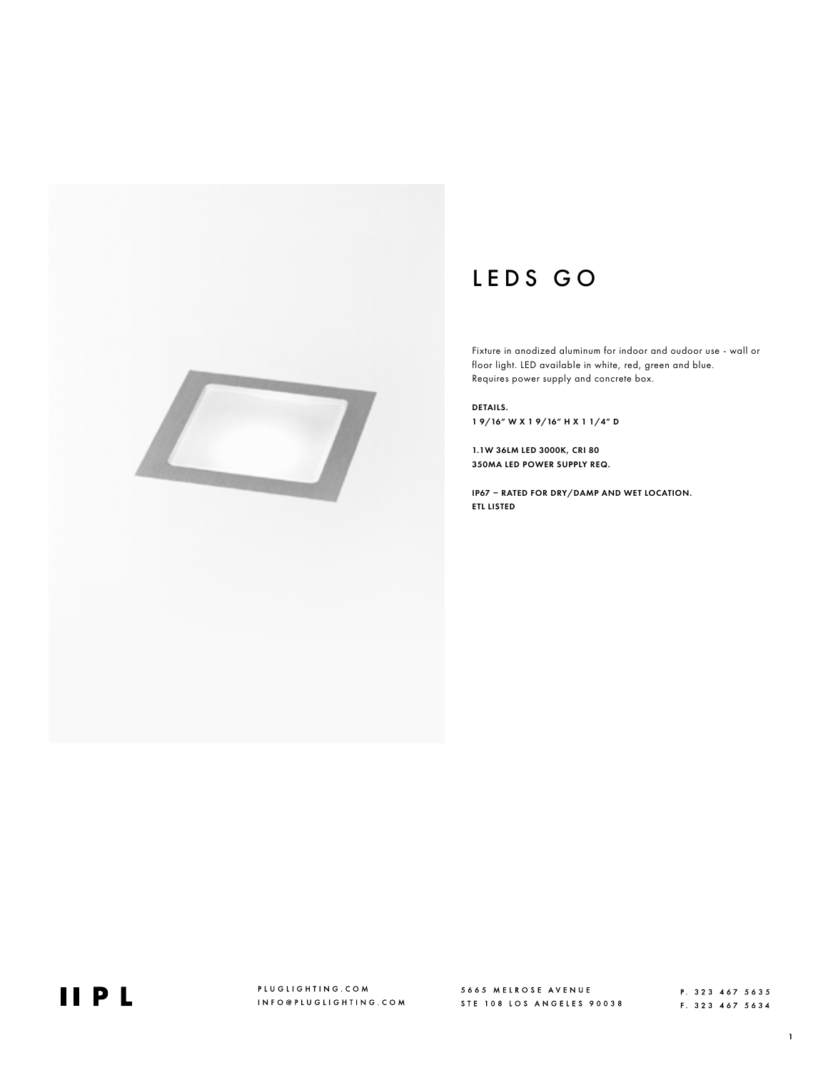# LEDS GO

Fixture in anodized aluminum for indoor and oudoor use - wall or floor light. LED available in white, red, green and blue. Requires power supply and concrete box.

**DETAILS.**
**1 9/16" W X 1 9/16" H X 1 1/4" D**

**1.1W 36LM LED 3000K, CRI 80**
**350MA LED POWER SUPPLY REQ.**

**IP67 – RATED FOR DRY/DAMP AND WET LOCATION.**
**ETL LISTED**

IIPL

PLUGLIGHTING.COM
INFO@PLUGLIGHTING.COM

5665 MELROSE AVENUE
STE 108 LOS ANGELES 90038

P. 323 467 5635
F. 323 467 5634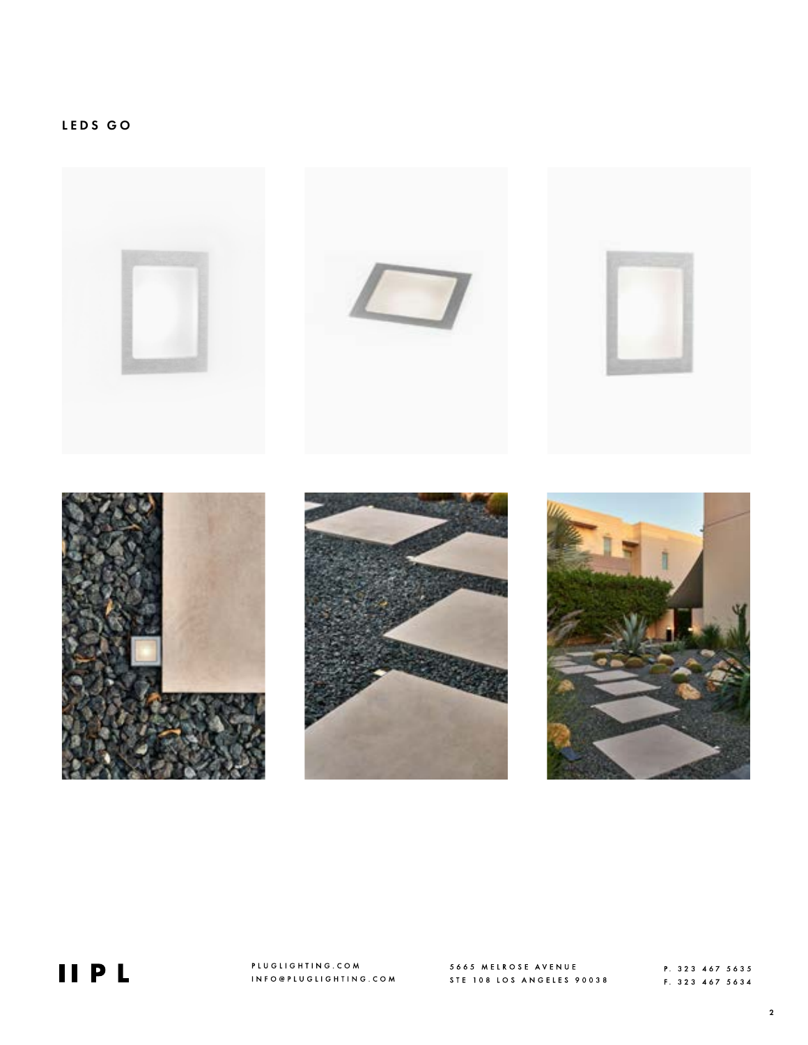## LEDS GO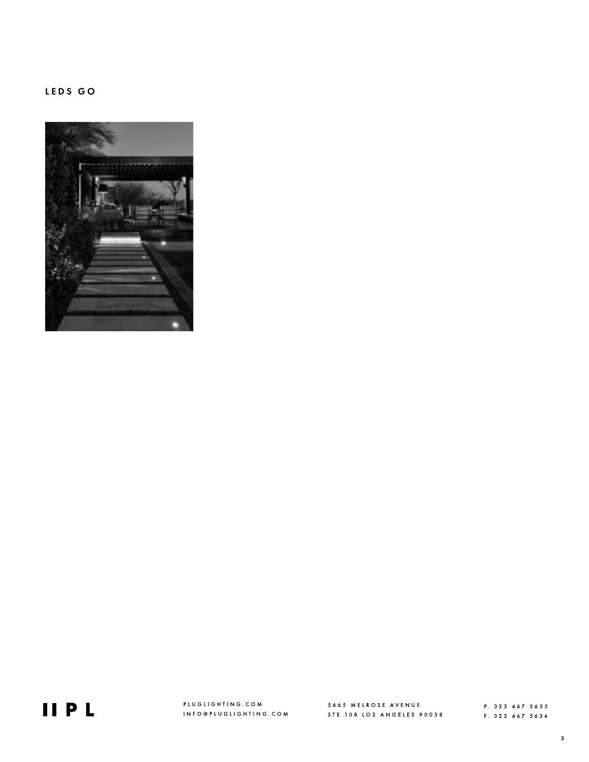# LEDS GO

PLUGLIGHTING.COM
INFO@PLUGLIGHTING.COM

5665 MELROSE AVENUE
STE 108 LOS ANGELES 90038

P. 323 467 5635
F. 323 467 5634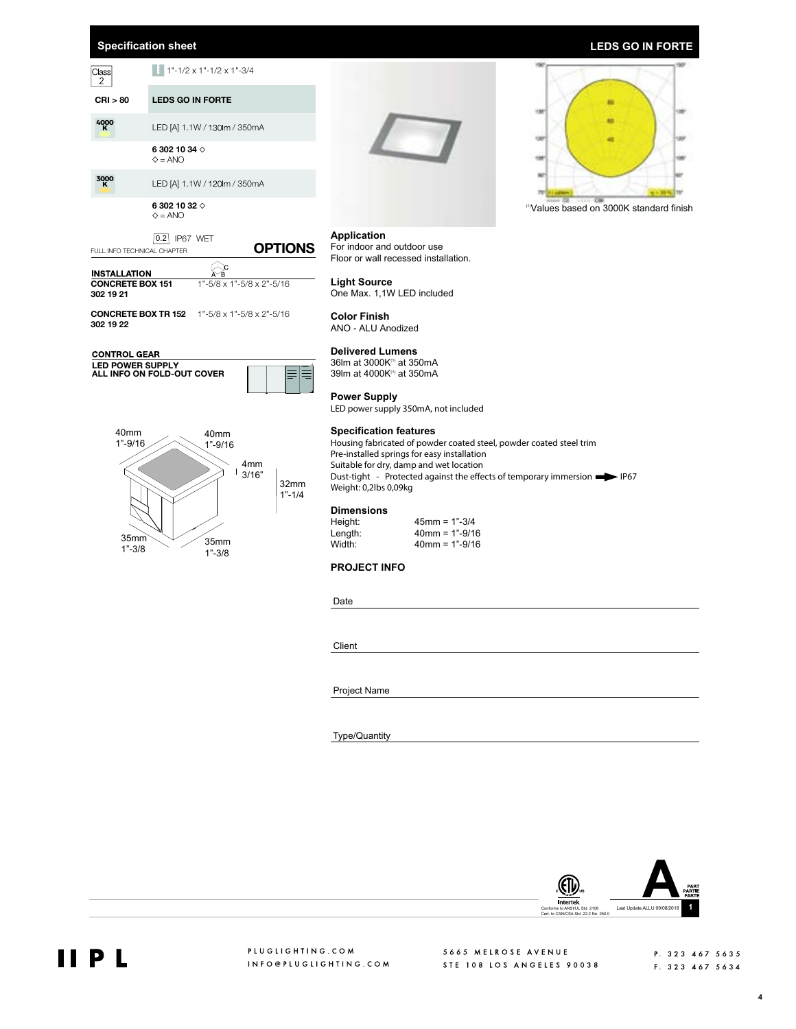## Specification sheet — LEDS GO IN FORTE

Class 2 | 1"-1/2 x 1"-1/2 x 1"-3/4

| CRI > 80 | LEDS GO IN FORTE |
|---|---|
| 4000 K | LED [A] 1.1W / 130lm / 350mA |
| | **6 302 10 34** ◇<br>◇ = ANO |
| 3000 K | LED [A] 1.1W / 120lm / 350mA |
| | **6 302 10 32** ◇<br>◇ = ANO |

0.2 IP67 WET

FULL INFO TECHNICAL CHAPTER

### OPTIONS

**INSTALLATION** (A B C)

**CONCRETE BOX 151** 1"-5/8 x 1"-5/8 x 2"-5/16
**302 19 21**

**CONCRETE BOX TR 152** 1"-5/8 x 1"-5/8 x 2"-5/16
**302 19 22**

**CONTROL GEAR**
**LED POWER SUPPLY**
**ALL INFO ON FOLD-OUT COVER**

40mm 1"-9/16
40mm 1"-9/16
4mm 3/16"
32mm 1"-1/4
35mm 1"-3/8
35mm 1"-3/8

[1] Values based on 3000K standard finish

**Application**
For indoor and outdoor use
Floor or wall recessed installation.

**Light Source**
One Max. 1,1W LED included

**Color Finish**
ANO - ALU Anodized

**Delivered Lumens**
36lm at 3000K[1] at 350mA
39lm at 4000K[1] at 350mA

**Power Supply**
LED power supply 350mA, not included

**Specification features**
Housing fabricated of powder coated steel, powder coated steel trim
Pre-installed springs for easy installation
Suitable for dry, damp and wet location
Dust-tight - Protected against the effects of temporary immersion → IP67
Weight: 0,2lbs 0,09kg

**Dimensions**

| | |
|---|---|
| Height: | 45mm = 1"-3/4 |
| Length: | 40mm = 1"-9/16 |
| Width: | 40mm = 1"-9/16 |

**PROJECT INFO**

Date

Client

Project Name

Type/Quantity

Intertek — Conforms to ANSI/UL Std. 2108. Cert. to CAN/CSA Std. 22.2 No. 250.0

PART A 1 — Last Update ALLU 09/08/2018

PL — PLUGLIGHTING.COM · INFO@PLUGLIGHTING.COM · 5665 MELROSE AVENUE STE 108 LOS ANGELES 90038 · P. 323 467 5635 · F. 323 467 5634